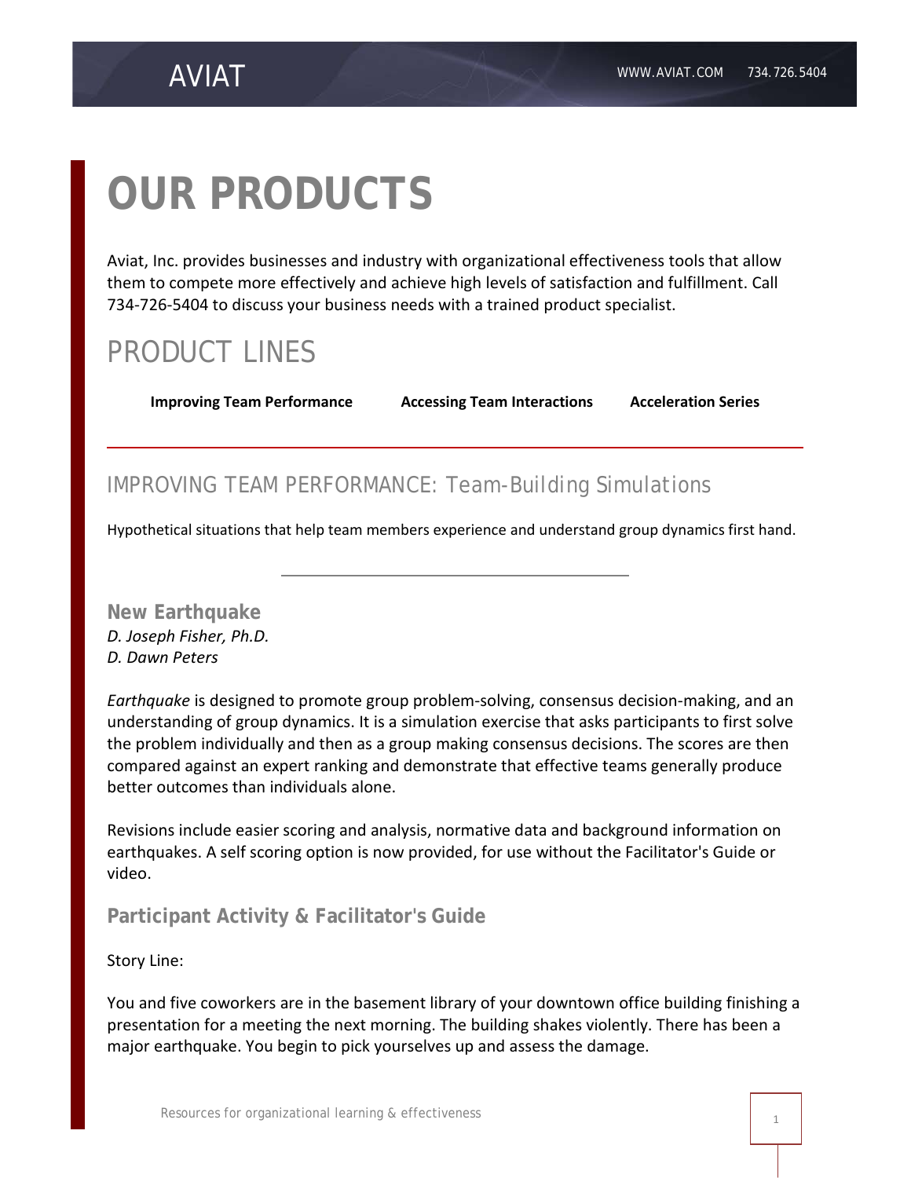# OUR PRODUCTS

Aviat, Inc. provides businesses and industry with organizational effectiveness tools that allow them to compete more effectively and achieve high levels of satisfaction and fulfillment. Call 734-726-5404 to discuss your business needs with a trained product specialist.

## PRODUCT LINES

**Improving Team Performance** **Accessing Team Interactions** **Acceleration Series**

---

## IMPROVING TEAM PERFORMANCE: Team-Building Simulations

Hypothetical situations that help team members experience and understand group dynamics first hand.

---

### New Earthquake

*D. Joseph Fisher, Ph.D.*
*D. Dawn Peters*

*Earthquake* is designed to promote group problem-solving, consensus decision-making, and an understanding of group dynamics. It is a simulation exercise that asks participants to first solve the problem individually and then as a group making consensus decisions. The scores are then compared against an expert ranking and demonstrate that effective teams generally produce better outcomes than individuals alone.

Revisions include easier scoring and analysis, normative data and background information on earthquakes. A self scoring option is now provided, for use without the Facilitator's Guide or video.

### Participant Activity & Facilitator's Guide

Story Line:

You and five coworkers are in the basement library of your downtown office building finishing a presentation for a meeting the next morning. The building shakes violently. There has been a major earthquake. You begin to pick yourselves up and assess the damage.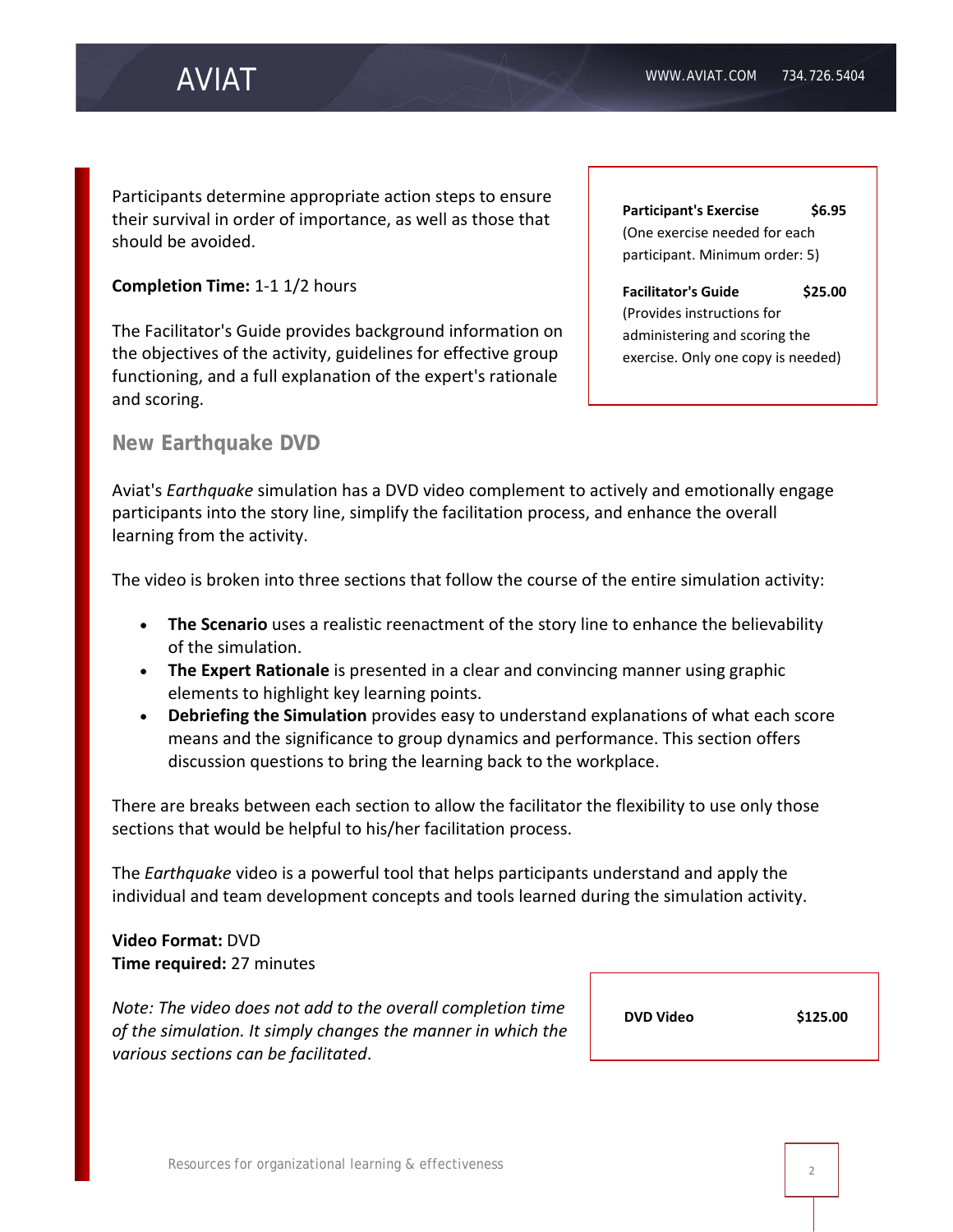Participants determine appropriate action steps to ensure their survival in order of importance, as well as those that should be avoided.

**Completion Time:** 1-1 1/2 hours

The Facilitator's Guide provides background information on the objectives of the activity, guidelines for effective group functioning, and a full explanation of the expert's rationale and scoring.

**Participant's Exercise** **$6.95**
(One exercise needed for each participant. Minimum order: 5)

**Facilitator's Guide** **$25.00**
(Provides instructions for administering and scoring the exercise. Only one copy is needed)

## New Earthquake DVD

Aviat's *Earthquake* simulation has a DVD video complement to actively and emotionally engage participants into the story line, simplify the facilitation process, and enhance the overall learning from the activity.

The video is broken into three sections that follow the course of the entire simulation activity:

- **The Scenario** uses a realistic reenactment of the story line to enhance the believability of the simulation.
- **The Expert Rationale** is presented in a clear and convincing manner using graphic elements to highlight key learning points.
- **Debriefing the Simulation** provides easy to understand explanations of what each score means and the significance to group dynamics and performance. This section offers discussion questions to bring the learning back to the workplace.

There are breaks between each section to allow the facilitator the flexibility to use only those sections that would be helpful to his/her facilitation process.

The *Earthquake* video is a powerful tool that helps participants understand and apply the individual and team development concepts and tools learned during the simulation activity.

**Video Format:** DVD
**Time required:** 27 minutes

*Note: The video does not add to the overall completion time of the simulation. It simply changes the manner in which the various sections can be facilitated*.

**DVD Video** **$125.00**

Resources for organizational learning & effectiveness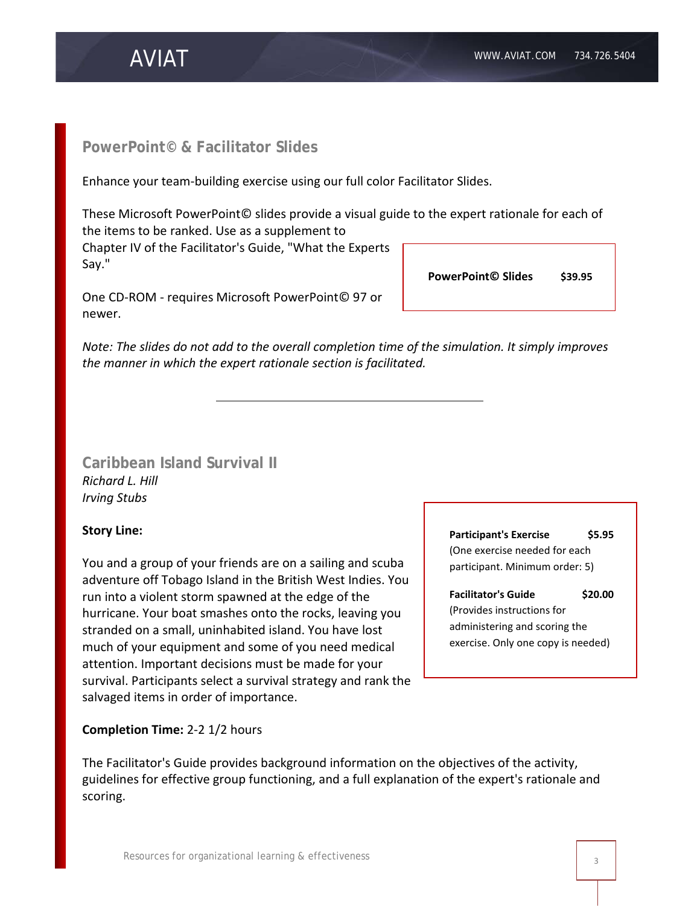## PowerPoint© & Facilitator Slides

Enhance your team-building exercise using our full color Facilitator Slides.

These Microsoft PowerPoint© slides provide a visual guide to the expert rationale for each of the items to be ranked. Use as a supplement to Chapter IV of the Facilitator's Guide, "What the Experts Say."

One CD-ROM - requires Microsoft PowerPoint© 97 or newer.

**PowerPoint© Slides** **$39.95**

*Note: The slides do not add to the overall completion time of the simulation. It simply improves the manner in which the expert rationale section is facilitated.*

---

## Caribbean Island Survival II

*Richard L. Hill*
*Irving Stubs*

**Story Line:**

You and a group of your friends are on a sailing and scuba adventure off Tobago Island in the British West Indies. You run into a violent storm spawned at the edge of the hurricane. Your boat smashes onto the rocks, leaving you stranded on a small, uninhabited island. You have lost much of your equipment and some of you need medical attention. Important decisions must be made for your survival. Participants select a survival strategy and rank the salvaged items in order of importance.

**Participant's Exercise** **$5.95**
(One exercise needed for each participant. Minimum order: 5)

**Facilitator's Guide** **$20.00**
(Provides instructions for administering and scoring the exercise. Only one copy is needed)

**Completion Time:** 2-2 1/2 hours

The Facilitator's Guide provides background information on the objectives of the activity, guidelines for effective group functioning, and a full explanation of the expert's rationale and scoring.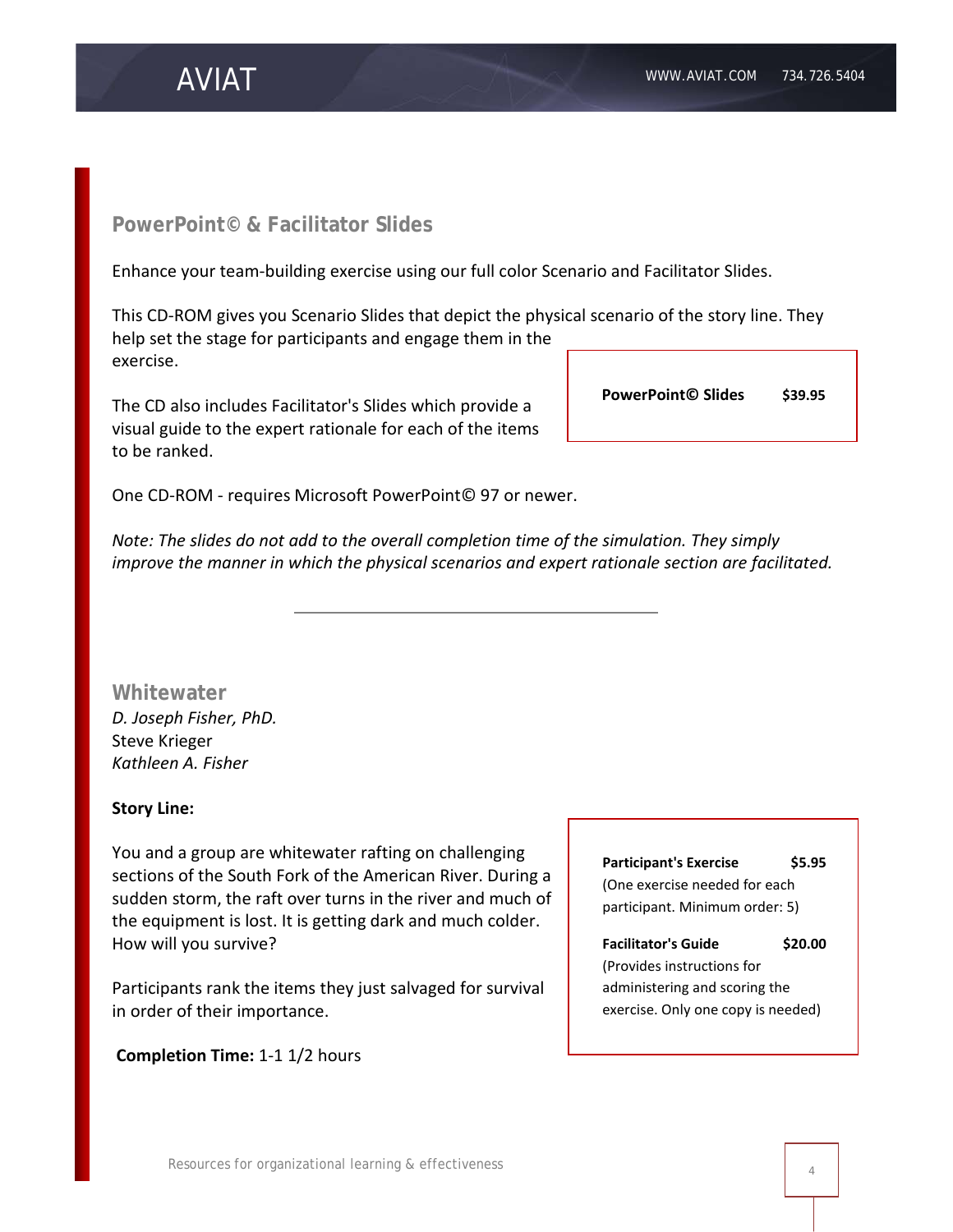## PowerPoint© & Facilitator Slides

Enhance your team-building exercise using our full color Scenario and Facilitator Slides.

This CD-ROM gives you Scenario Slides that depict the physical scenario of the story line. They help set the stage for participants and engage them in the exercise.

The CD also includes Facilitator's Slides which provide a visual guide to the expert rationale for each of the items to be ranked.

**PowerPoint© Slides** **$39.95**

One CD-ROM - requires Microsoft PowerPoint© 97 or newer.

*Note: The slides do not add to the overall completion time of the simulation. They simply improve the manner in which the physical scenarios and expert rationale section are facilitated.*

---

## Whitewater

*D. Joseph Fisher, PhD.*
Steve Krieger
*Kathleen A. Fisher*

**Story Line:**

You and a group are whitewater rafting on challenging sections of the South Fork of the American River. During a sudden storm, the raft over turns in the river and much of the equipment is lost. It is getting dark and much colder. How will you survive?

Participants rank the items they just salvaged for survival in order of their importance.

**Completion Time:** 1-1 1/2 hours

**Participant's Exercise** **$5.95**
(One exercise needed for each participant. Minimum order: 5)

**Facilitator's Guide** **$20.00**
(Provides instructions for administering and scoring the exercise. Only one copy is needed)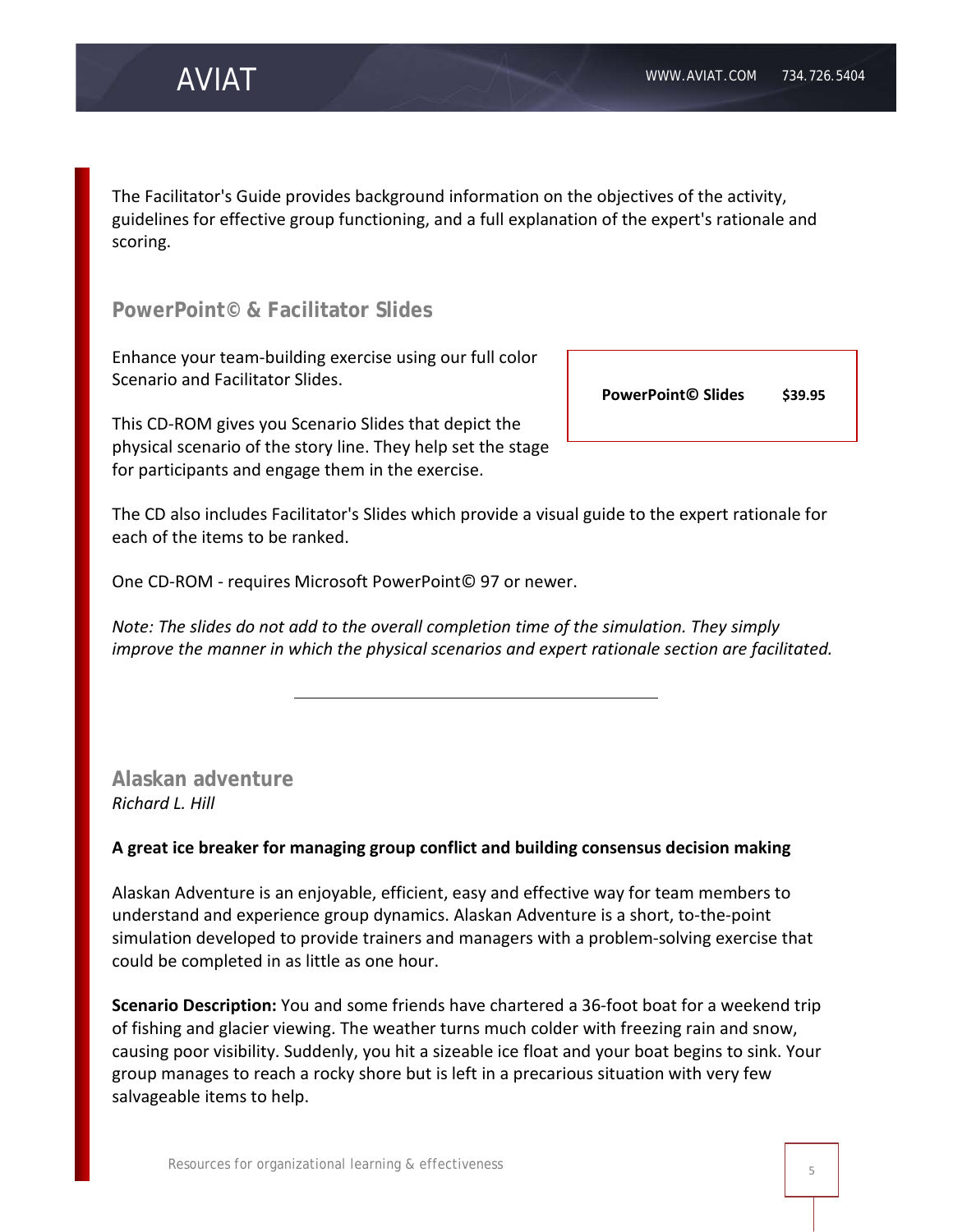The Facilitator's Guide provides background information on the objectives of the activity, guidelines for effective group functioning, and a full explanation of the expert's rationale and scoring.

## PowerPoint© & Facilitator Slides

Enhance your team-building exercise using our full color Scenario and Facilitator Slides.

| **PowerPoint© Slides** | **$39.95** |
|---|---|

This CD-ROM gives you Scenario Slides that depict the physical scenario of the story line. They help set the stage for participants and engage them in the exercise.

The CD also includes Facilitator's Slides which provide a visual guide to the expert rationale for each of the items to be ranked.

One CD-ROM - requires Microsoft PowerPoint© 97 or newer.

*Note: The slides do not add to the overall completion time of the simulation. They simply improve the manner in which the physical scenarios and expert rationale section are facilitated.*

---

## Alaskan adventure

*Richard L. Hill*

**A great ice breaker for managing group conflict and building consensus decision making**

Alaskan Adventure is an enjoyable, efficient, easy and effective way for team members to understand and experience group dynamics. Alaskan Adventure is a short, to-the-point simulation developed to provide trainers and managers with a problem-solving exercise that could be completed in as little as one hour.

**Scenario Description:** You and some friends have chartered a 36-foot boat for a weekend trip of fishing and glacier viewing. The weather turns much colder with freezing rain and snow, causing poor visibility. Suddenly, you hit a sizeable ice float and your boat begins to sink. Your group manages to reach a rocky shore but is left in a precarious situation with very few salvageable items to help.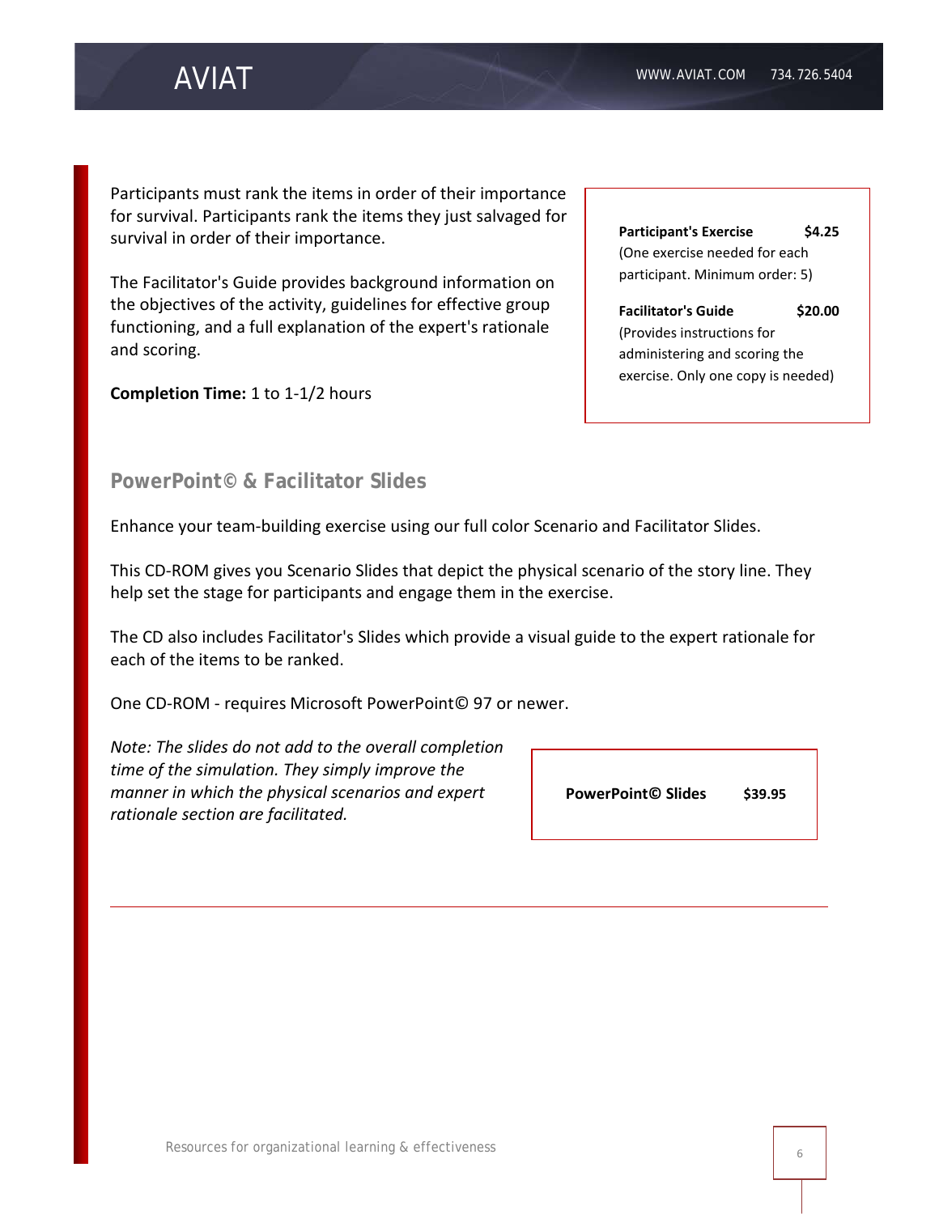Participants must rank the items in order of their importance for survival. Participants rank the items they just salvaged for survival in order of their importance.

The Facilitator's Guide provides background information on the objectives of the activity, guidelines for effective group functioning, and a full explanation of the expert's rationale and scoring.

**Completion Time:** 1 to 1-1/2 hours

**Participant's Exercise** **$4.25**
(One exercise needed for each participant. Minimum order: 5)

**Facilitator's Guide** **$20.00**
(Provides instructions for administering and scoring the exercise. Only one copy is needed)

## PowerPoint© & Facilitator Slides

Enhance your team-building exercise using our full color Scenario and Facilitator Slides.

This CD-ROM gives you Scenario Slides that depict the physical scenario of the story line. They help set the stage for participants and engage them in the exercise.

The CD also includes Facilitator's Slides which provide a visual guide to the expert rationale for each of the items to be ranked.

One CD-ROM - requires Microsoft PowerPoint© 97 or newer.

*Note: The slides do not add to the overall completion time of the simulation. They simply improve the manner in which the physical scenarios and expert rationale section are facilitated.*

**PowerPoint© Slides** **$39.95**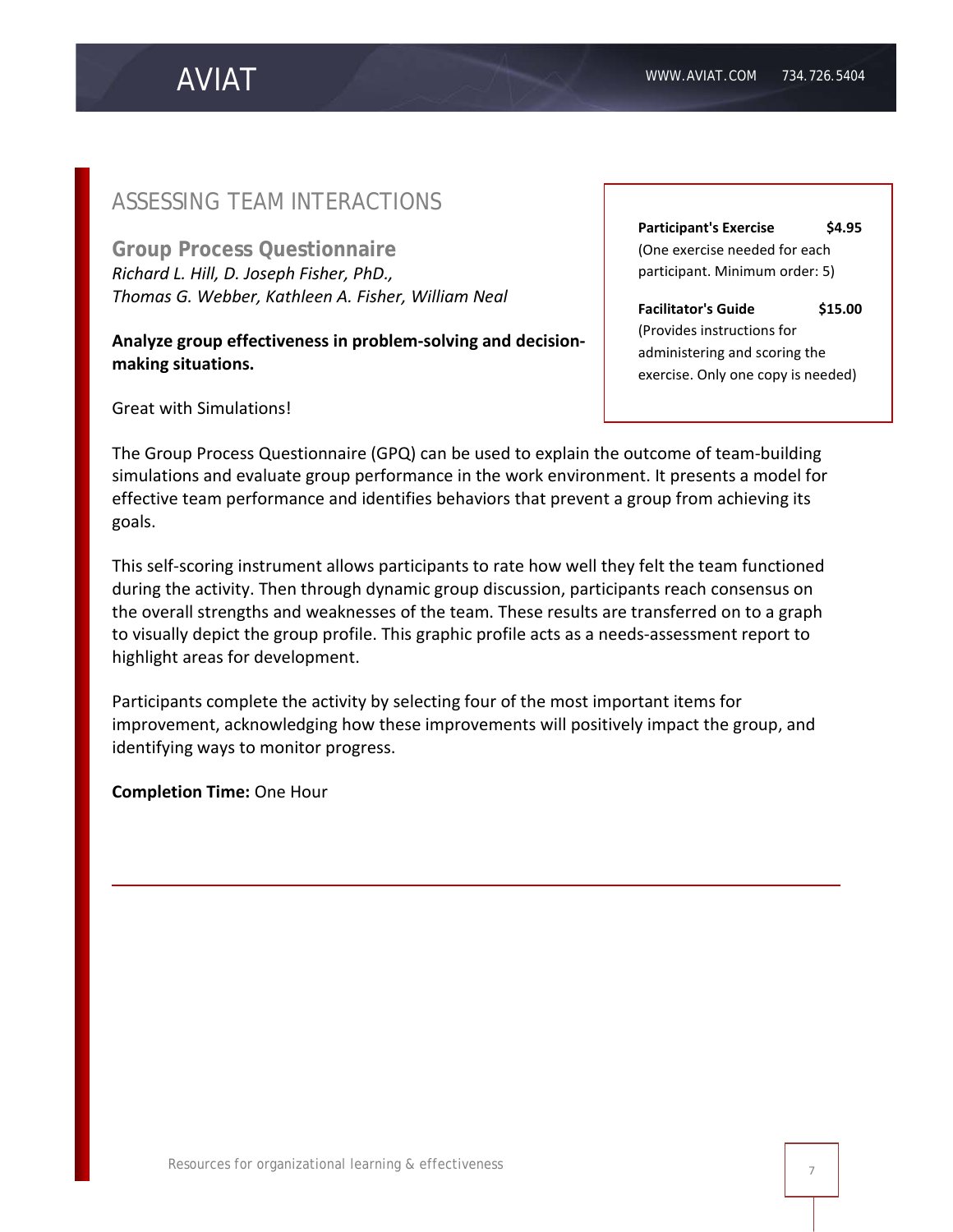## ASSESSING TEAM INTERACTIONS

### Group Process Questionnaire

*Richard L. Hill, D. Joseph Fisher, PhD., Thomas G. Webber, Kathleen A. Fisher, William Neal*

**Analyze group effectiveness in problem-solving and decision-making situations.**

Great with Simulations!

**Participant's Exercise** **$4.95**
(One exercise needed for each participant. Minimum order: 5)

**Facilitator's Guide** **$15.00**
(Provides instructions for administering and scoring the exercise. Only one copy is needed)

The Group Process Questionnaire (GPQ) can be used to explain the outcome of team-building simulations and evaluate group performance in the work environment. It presents a model for effective team performance and identifies behaviors that prevent a group from achieving its goals.

This self-scoring instrument allows participants to rate how well they felt the team functioned during the activity. Then through dynamic group discussion, participants reach consensus on the overall strengths and weaknesses of the team. These results are transferred on to a graph to visually depict the group profile. This graphic profile acts as a needs-assessment report to highlight areas for development.

Participants complete the activity by selecting four of the most important items for improvement, acknowledging how these improvements will positively impact the group, and identifying ways to monitor progress.

**Completion Time:** One Hour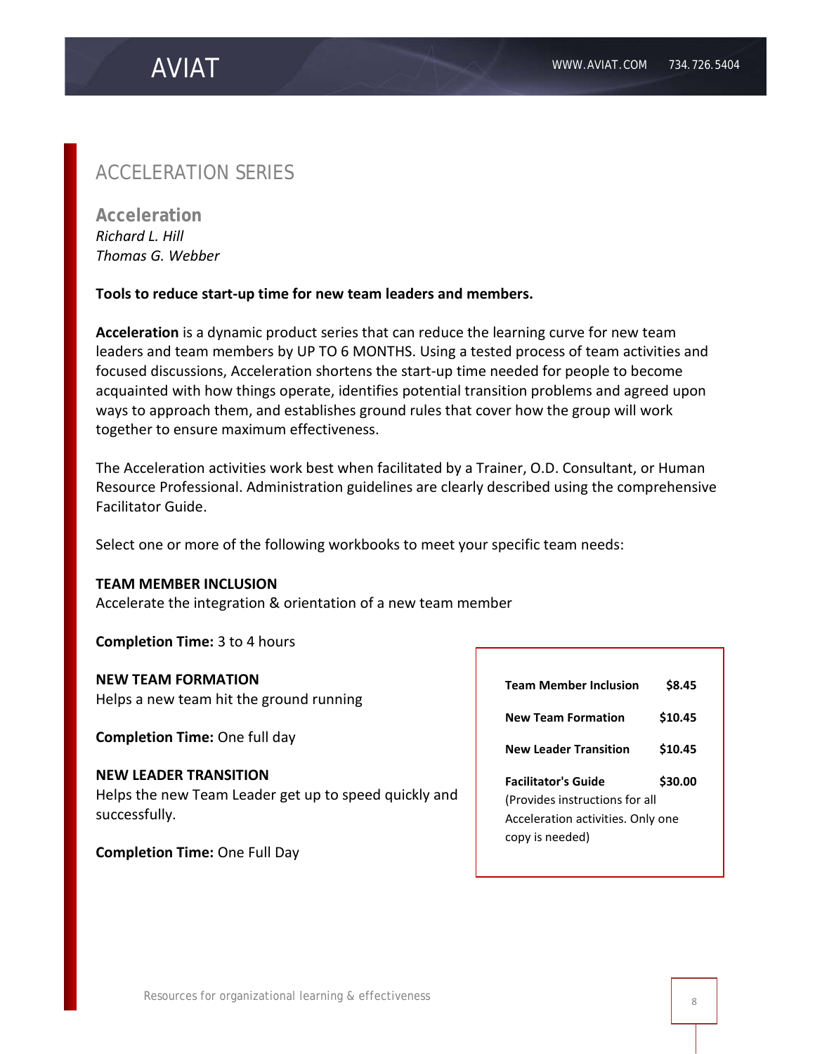## ACCELERATION SERIES

### Acceleration

*Richard L. Hill*
*Thomas G. Webber*

**Tools to reduce start-up time for new team leaders and members.**

**Acceleration** is a dynamic product series that can reduce the learning curve for new team leaders and team members by UP TO 6 MONTHS. Using a tested process of team activities and focused discussions, Acceleration shortens the start-up time needed for people to become acquainted with how things operate, identifies potential transition problems and agreed upon ways to approach them, and establishes ground rules that cover how the group will work together to ensure maximum effectiveness.

The Acceleration activities work best when facilitated by a Trainer, O.D. Consultant, or Human Resource Professional. Administration guidelines are clearly described using the comprehensive Facilitator Guide.

Select one or more of the following workbooks to meet your specific team needs:

**TEAM MEMBER INCLUSION**
Accelerate the integration & orientation of a new team member

**Completion Time:** 3 to 4 hours

**NEW TEAM FORMATION**
Helps a new team hit the ground running

**Completion Time:** One full day

**NEW LEADER TRANSITION**
Helps the new Team Leader get up to speed quickly and successfully.

**Completion Time:** One Full Day

| Item | Price |
|---|---|
| **Team Member Inclusion** | **$8.45** |
| **New Team Formation** | **$10.45** |
| **New Leader Transition** | **$10.45** |
| **Facilitator's Guide** (Provides instructions for all Acceleration activities. Only one copy is needed) | **$30.00** |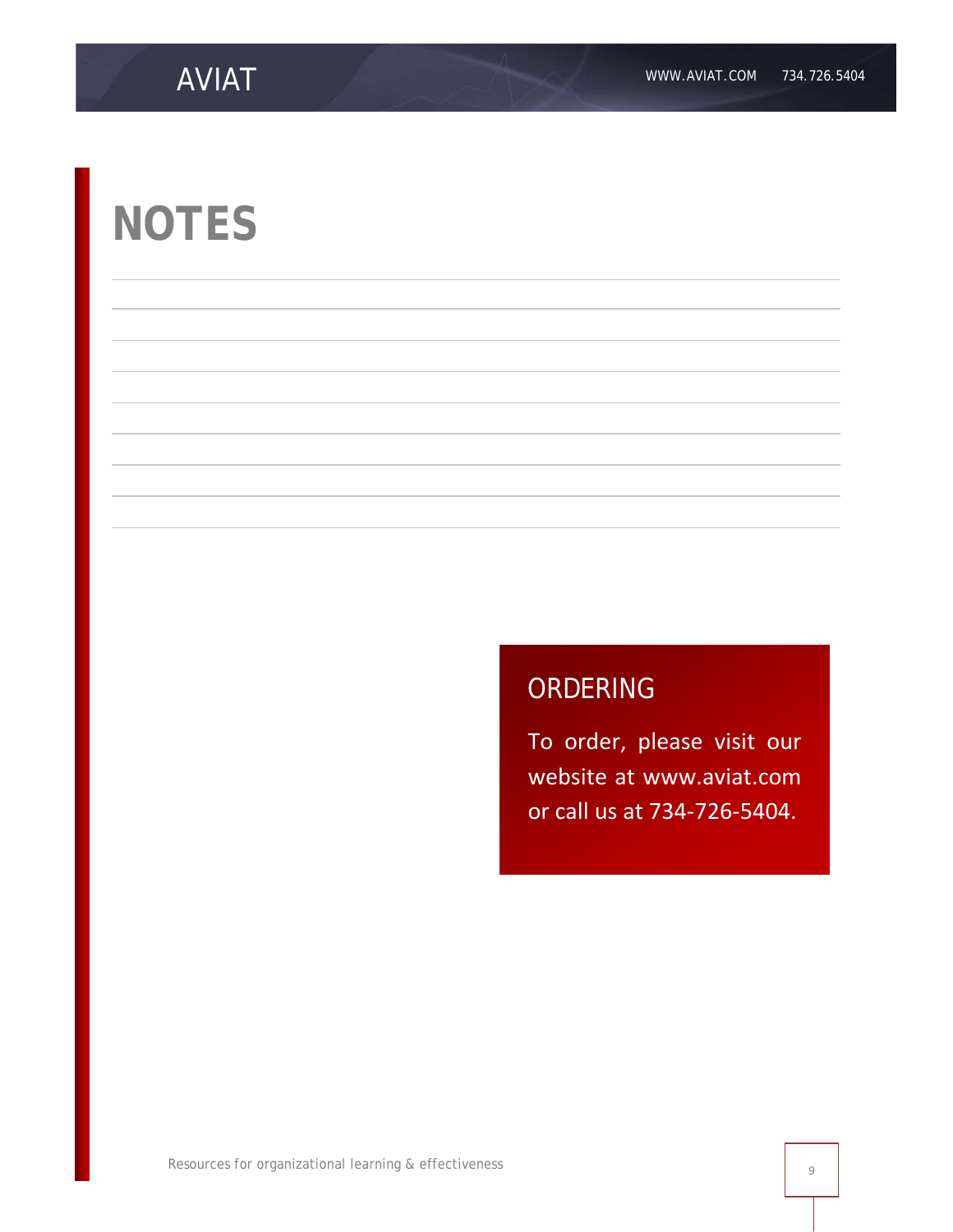# NOTES

## ORDERING

To order, please visit our website at www.aviat.com or call us at 734-726-5404.